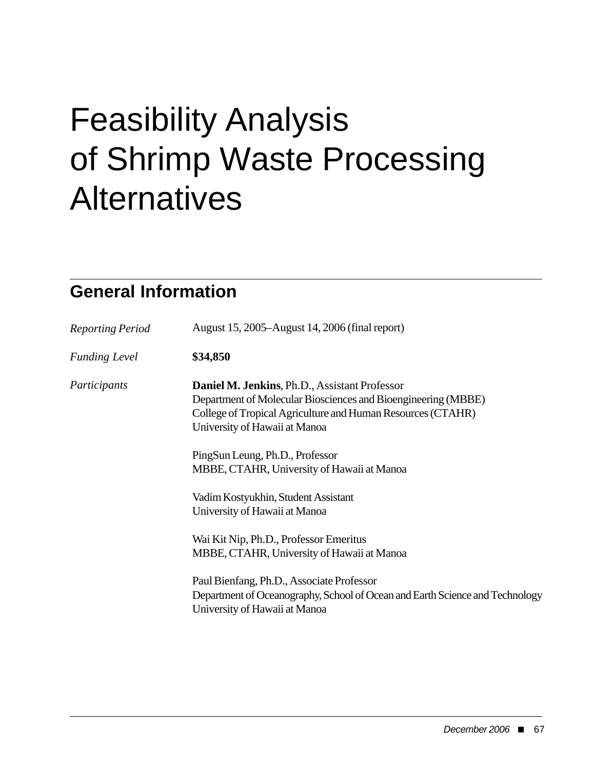# Feasibility Analysis of Shrimp Waste Processing Alternatives

## General Information

| | |
|---|---|
| *Reporting Period* | August 15, 2005–August 14, 2006 (final report) |
| *Funding Level* | **$34,850** |
| *Participants* | **Daniel M. Jenkins**, Ph.D., Assistant Professor<br>Department of Molecular Biosciences and Bioengineering (MBBE)<br>College of Tropical Agriculture and Human Resources (CTAHR)<br>University of Hawaii at Manoa<br><br>PingSun Leung, Ph.D., Professor<br>MBBE, CTAHR, University of Hawaii at Manoa<br><br>Vadim Kostyukhin, Student Assistant<br>University of Hawaii at Manoa<br><br>Wai Kit Nip, Ph.D., Professor Emeritus<br>MBBE, CTAHR, University of Hawaii at Manoa<br><br>Paul Bienfang, Ph.D., Associate Professor<br>Department of Oceanography, School of Ocean and Earth Science and Technology<br>University of Hawaii at Manoa |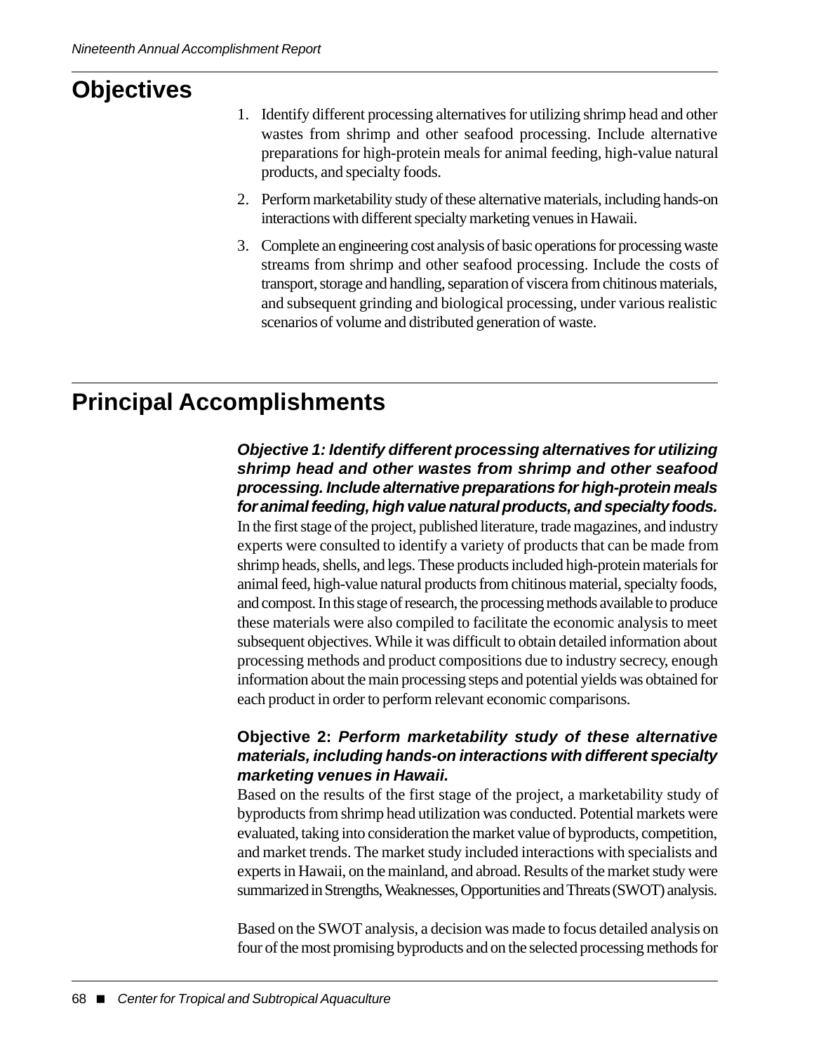## Objectives

1. Identify different processing alternatives for utilizing shrimp head and other wastes from shrimp and other seafood processing. Include alternative preparations for high-protein meals for animal feeding, high-value natural products, and specialty foods.
2. Perform marketability study of these alternative materials, including hands-on interactions with different specialty marketing venues in Hawaii.
3. Complete an engineering cost analysis of basic operations for processing waste streams from shrimp and other seafood processing. Include the costs of transport, storage and handling, separation of viscera from chitinous materials, and subsequent grinding and biological processing, under various realistic scenarios of volume and distributed generation of waste.

## Principal Accomplishments

***Objective 1: Identify different processing alternatives for utilizing shrimp head and other wastes from shrimp and other seafood processing. Include alternative preparations for high-protein meals for animal feeding, high value natural products, and specialty foods.***

In the first stage of the project, published literature, trade magazines, and industry experts were consulted to identify a variety of products that can be made from shrimp heads, shells, and legs. These products included high-protein materials for animal feed, high-value natural products from chitinous material, specialty foods, and compost. In this stage of research, the processing methods available to produce these materials were also compiled to facilitate the economic analysis to meet subsequent objectives. While it was difficult to obtain detailed information about processing methods and product compositions due to industry secrecy, enough information about the main processing steps and potential yields was obtained for each product in order to perform relevant economic comparisons.

**Objective 2: *Perform marketability study of these alternative materials, including hands-on interactions with different specialty marketing venues in Hawaii.***

Based on the results of the first stage of the project, a marketability study of byproducts from shrimp head utilization was conducted. Potential markets were evaluated, taking into consideration the market value of byproducts, competition, and market trends. The market study included interactions with specialists and experts in Hawaii, on the mainland, and abroad. Results of the market study were summarized in Strengths, Weaknesses, Opportunities and Threats (SWOT) analysis.

Based on the SWOT analysis, a decision was made to focus detailed analysis on four of the most promising byproducts and on the selected processing methods for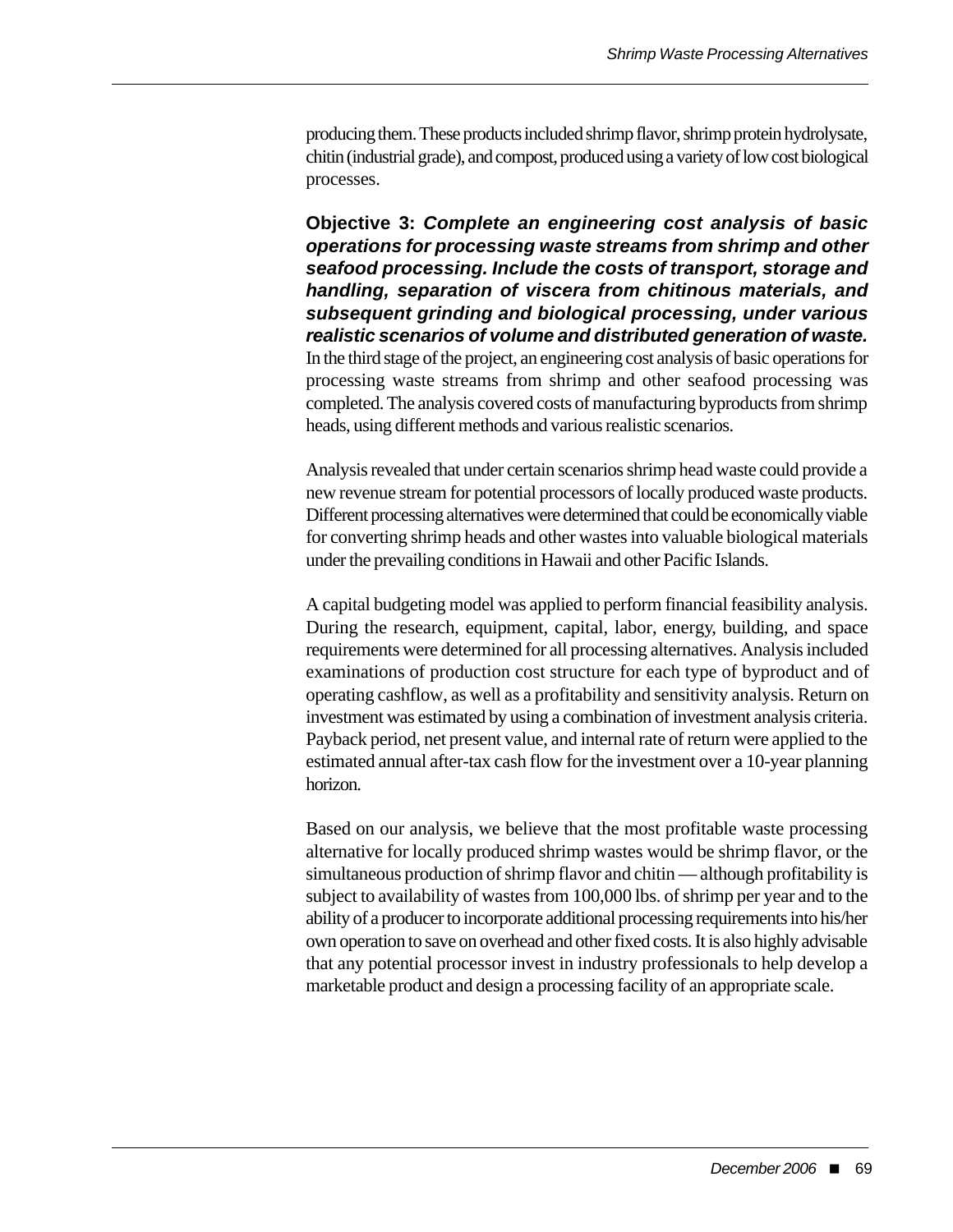producing them. These products included shrimp flavor, shrimp protein hydrolysate, chitin (industrial grade), and compost, produced using a variety of low cost biological processes.

**Objective 3:** ***Complete an engineering cost analysis of basic operations for processing waste streams from shrimp and other seafood processing. Include the costs of transport, storage and handling, separation of viscera from chitinous materials, and subsequent grinding and biological processing, under various realistic scenarios of volume and distributed generation of waste.*** In the third stage of the project, an engineering cost analysis of basic operations for processing waste streams from shrimp and other seafood processing was completed. The analysis covered costs of manufacturing byproducts from shrimp heads, using different methods and various realistic scenarios.

Analysis revealed that under certain scenarios shrimp head waste could provide a new revenue stream for potential processors of locally produced waste products. Different processing alternatives were determined that could be economically viable for converting shrimp heads and other wastes into valuable biological materials under the prevailing conditions in Hawaii and other Pacific Islands.

A capital budgeting model was applied to perform financial feasibility analysis. During the research, equipment, capital, labor, energy, building, and space requirements were determined for all processing alternatives. Analysis included examinations of production cost structure for each type of byproduct and of operating cashflow, as well as a profitability and sensitivity analysis. Return on investment was estimated by using a combination of investment analysis criteria. Payback period, net present value, and internal rate of return were applied to the estimated annual after-tax cash flow for the investment over a 10-year planning horizon.

Based on our analysis, we believe that the most profitable waste processing alternative for locally produced shrimp wastes would be shrimp flavor, or the simultaneous production of shrimp flavor and chitin — although profitability is subject to availability of wastes from 100,000 lbs. of shrimp per year and to the ability of a producer to incorporate additional processing requirements into his/her own operation to save on overhead and other fixed costs. It is also highly advisable that any potential processor invest in industry professionals to help develop a marketable product and design a processing facility of an appropriate scale.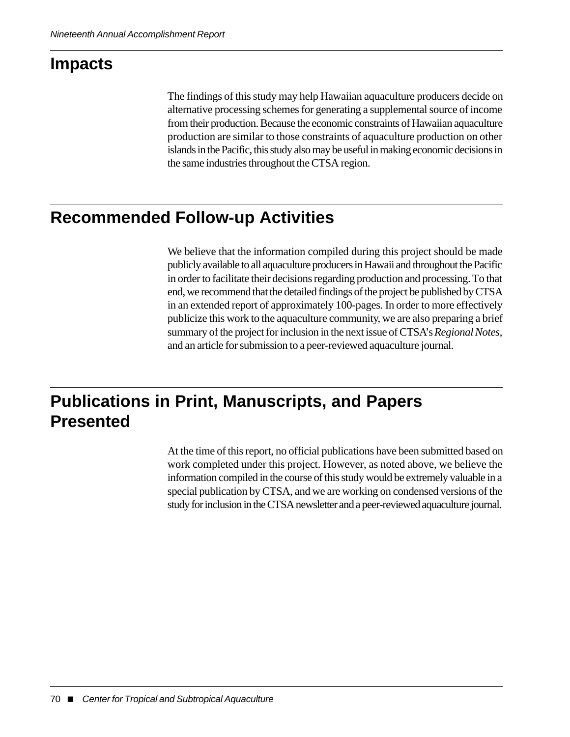## Impacts

The findings of this study may help Hawaiian aquaculture producers decide on alternative processing schemes for generating a supplemental source of income from their production. Because the economic constraints of Hawaiian aquaculture production are similar to those constraints of aquaculture production on other islands in the Pacific, this study also may be useful in making economic decisions in the same industries throughout the CTSA region.

## Recommended Follow-up Activities

We believe that the information compiled during this project should be made publicly available to all aquaculture producers in Hawaii and throughout the Pacific in order to facilitate their decisions regarding production and processing. To that end, we recommend that the detailed findings of the project be published by CTSA in an extended report of approximately 100-pages. In order to more effectively publicize this work to the aquaculture community, we are also preparing a brief summary of the project for inclusion in the next issue of CTSA's *Regional Notes*, and an article for submission to a peer-reviewed aquaculture journal.

## Publications in Print, Manuscripts, and Papers Presented

At the time of this report, no official publications have been submitted based on work completed under this project. However, as noted above, we believe the information compiled in the course of this study would be extremely valuable in a special publication by CTSA, and we are working on condensed versions of the study for inclusion in the CTSA newsletter and a peer-reviewed aquaculture journal.